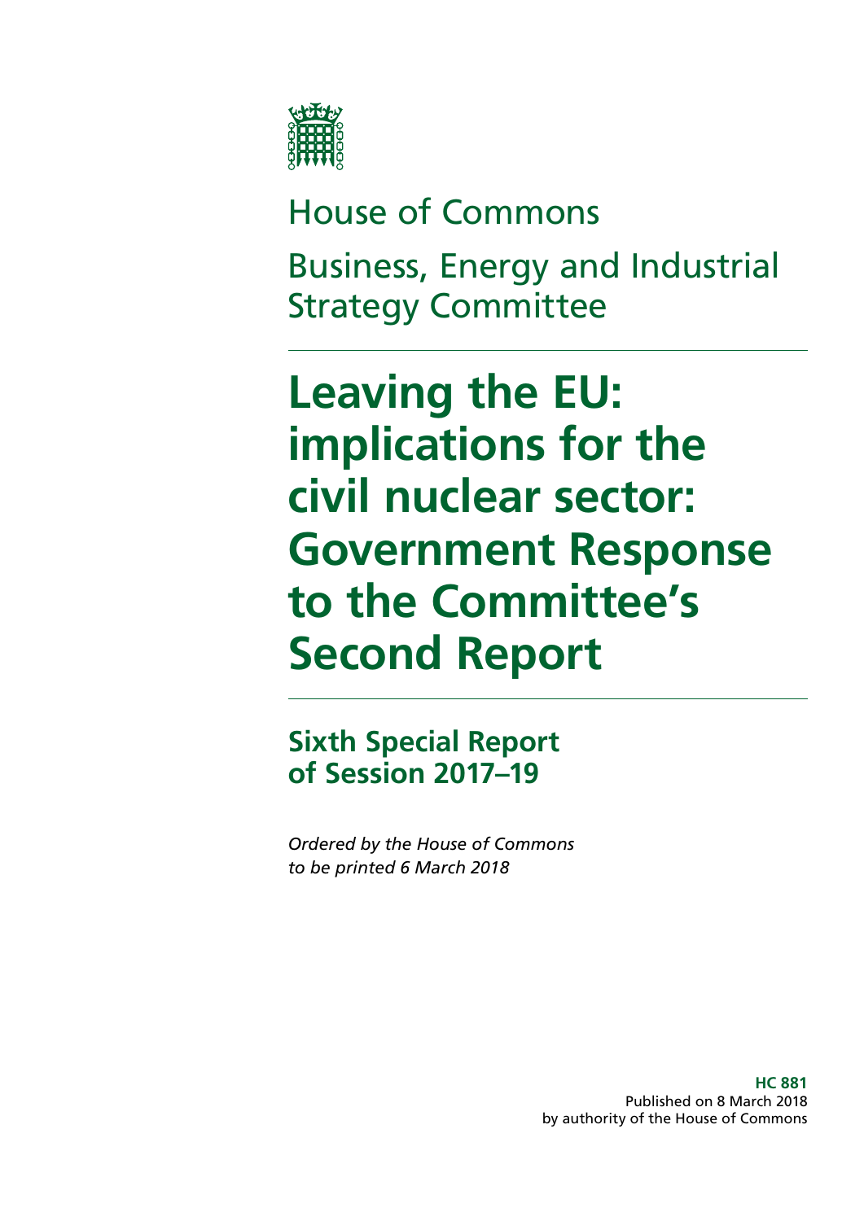House of Commons

Business, Energy and Industrial Strategy Committee

# Leaving the EU: implications for the civil nuclear sector: Government Response to the Committee's Second Report

## Sixth Special Report of Session 2017–19

*Ordered by the House of Commons to be printed 6 March 2018*

**HC 881**
Published on 8 March 2018
by authority of the House of Commons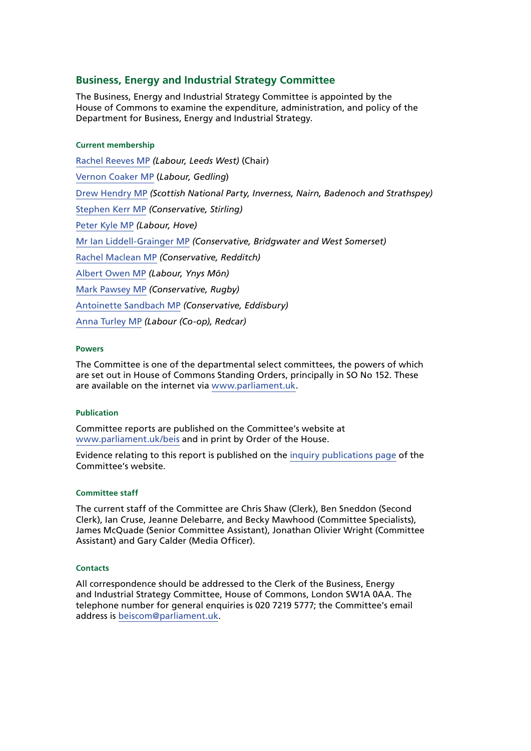## Business, Energy and Industrial Strategy Committee

The Business, Energy and Industrial Strategy Committee is appointed by the House of Commons to examine the expenditure, administration, and policy of the Department for Business, Energy and Industrial Strategy.

### Current membership

Rachel Reeves MP *(Labour, Leeds West)* (Chair)

Vernon Coaker MP (*Labour, Gedling*)

Drew Hendry MP *(Scottish National Party, Inverness, Nairn, Badenoch and Strathspey)*

Stephen Kerr MP *(Conservative, Stirling)*

Peter Kyle MP *(Labour, Hove)*

Mr Ian Liddell-Grainger MP *(Conservative, Bridgwater and West Somerset)*

Rachel Maclean MP *(Conservative, Redditch)*

Albert Owen MP *(Labour, Ynys Môn)*

Mark Pawsey MP *(Conservative, Rugby)*

Antoinette Sandbach MP *(Conservative, Eddisbury)*

Anna Turley MP *(Labour (Co-op), Redcar)*

### Powers

The Committee is one of the departmental select committees, the powers of which are set out in House of Commons Standing Orders, principally in SO No 152. These are available on the internet via www.parliament.uk.

### Publication

Committee reports are published on the Committee's website at www.parliament.uk/beis and in print by Order of the House.

Evidence relating to this report is published on the inquiry publications page of the Committee's website.

### Committee staff

The current staff of the Committee are Chris Shaw (Clerk), Ben Sneddon (Second Clerk), Ian Cruse, Jeanne Delebarre, and Becky Mawhood (Committee Specialists), James McQuade (Senior Committee Assistant), Jonathan Olivier Wright (Committee Assistant) and Gary Calder (Media Officer).

### Contacts

All correspondence should be addressed to the Clerk of the Business, Energy and Industrial Strategy Committee, House of Commons, London SW1A 0AA. The telephone number for general enquiries is 020 7219 5777; the Committee's email address is beiscom@parliament.uk.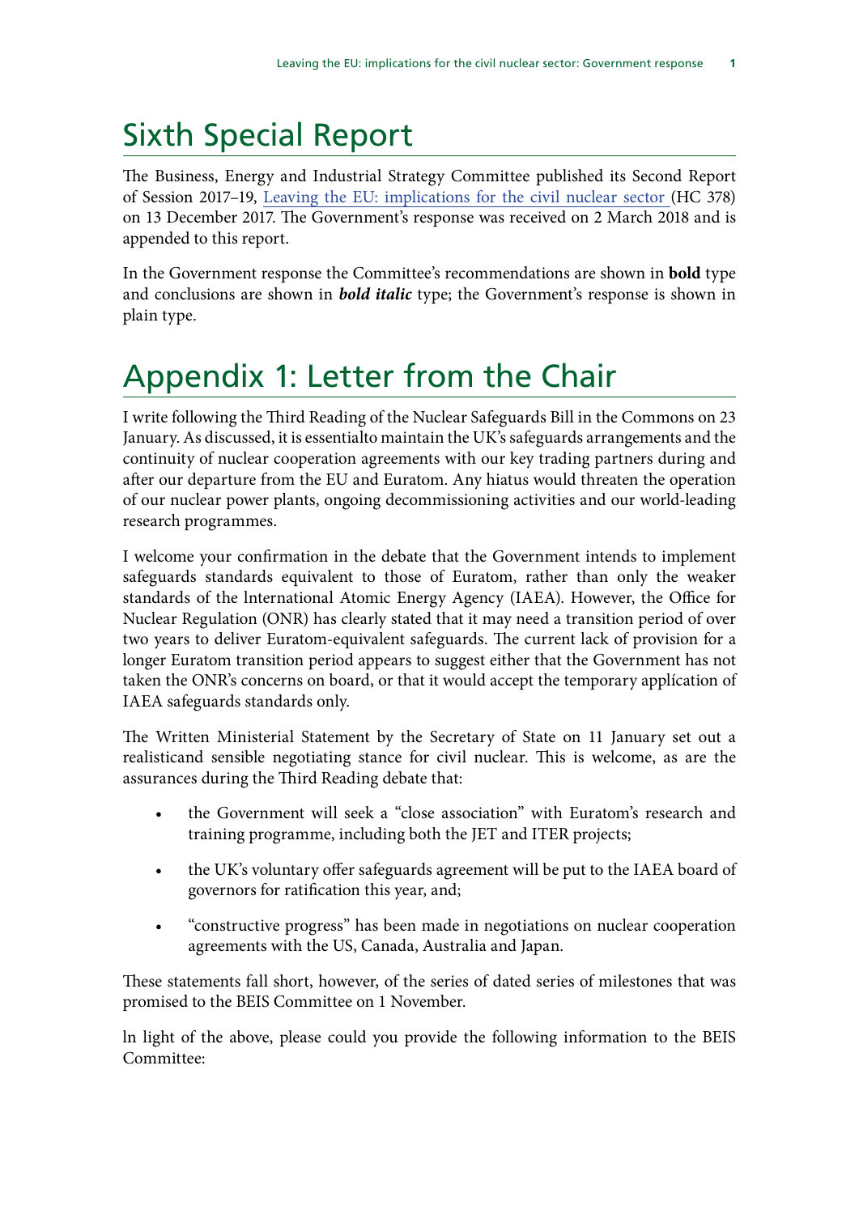# Sixth Special Report

The Business, Energy and Industrial Strategy Committee published its Second Report of Session 2017–19, Leaving the EU: implications for the civil nuclear sector (HC 378) on 13 December 2017. The Government's response was received on 2 March 2018 and is appended to this report.

In the Government response the Committee's recommendations are shown in **bold** type and conclusions are shown in ***bold italic*** type; the Government's response is shown in plain type.

# Appendix 1: Letter from the Chair

I write following the Third Reading of the Nuclear Safeguards Bill in the Commons on 23 January. As discussed, it is essentialto maintain the UK's safeguards arrangements and the continuity of nuclear cooperation agreements with our key trading partners during and after our departure from the EU and Euratom. Any hiatus would threaten the operation of our nuclear power plants, ongoing decommissioning activities and our world-leading research programmes.

I welcome your confirmation in the debate that the Government intends to implement safeguards standards equivalent to those of Euratom, rather than only the weaker standards of the lnternational Atomic Energy Agency (IAEA). However, the Office for Nuclear Regulation (ONR) has clearly stated that it may need a transition period of over two years to deliver Euratom-equivalent safeguards. The current lack of provision for a longer Euratom transition period appears to suggest either that the Government has not taken the ONR's concerns on board, or that it would accept the temporary applícation of IAEA safeguards standards only.

The Written Ministerial Statement by the Secretary of State on 11 January set out a realisticand sensible negotiating stance for civil nuclear. This is welcome, as are the assurances during the Third Reading debate that:

- the Government will seek a "close association" with Euratom's research and training programme, including both the JET and ITER projects;
- the UK's voluntary offer safeguards agreement will be put to the IAEA board of governors for ratification this year, and;
- "constructive progress" has been made in negotiations on nuclear cooperation agreements with the US, Canada, Australia and Japan.

These statements fall short, however, of the series of dated series of milestones that was promised to the BEIS Committee on 1 November.

ln light of the above, please could you provide the following information to the BEIS Committee: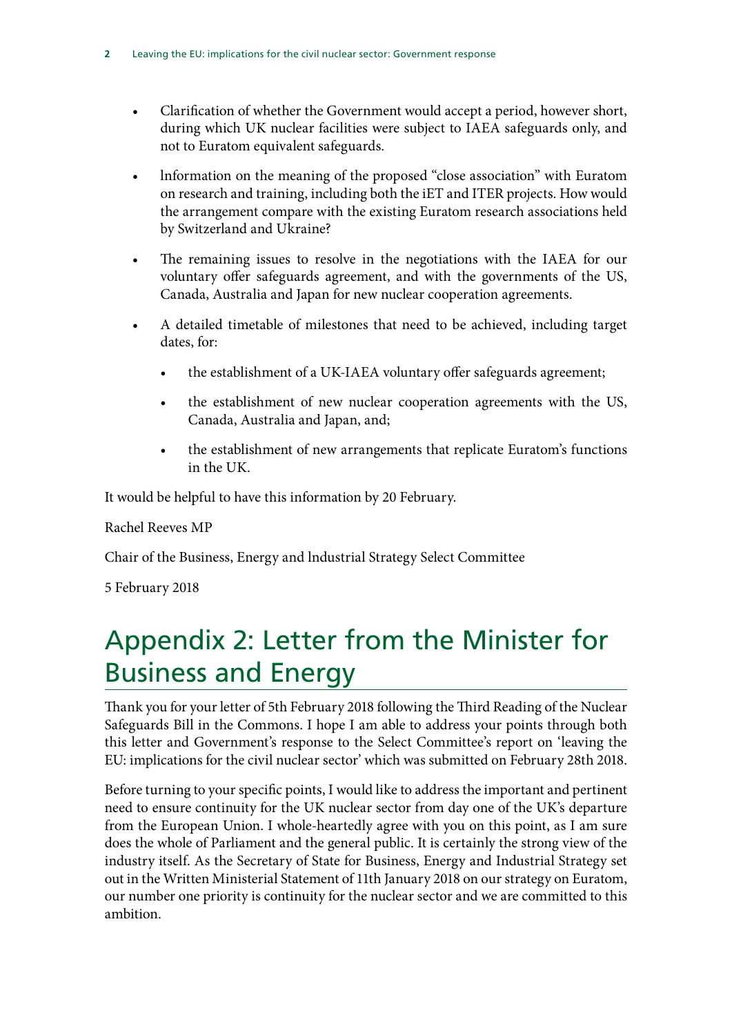- Clarification of whether the Government would accept a period, however short, during which UK nuclear facilities were subject to IAEA safeguards only, and not to Euratom equivalent safeguards.

- Information on the meaning of the proposed "close association" with Euratom on research and training, including both the iET and ITER projects. How would the arrangement compare with the existing Euratom research associations held by Switzerland and Ukraine?

- The remaining issues to resolve in the negotiations with the IAEA for our voluntary offer safeguards agreement, and with the governments of the US, Canada, Australia and Japan for new nuclear cooperation agreements.

- A detailed timetable of milestones that need to be achieved, including target dates, for:
    - the establishment of a UK-IAEA voluntary offer safeguards agreement;
    - the establishment of new nuclear cooperation agreements with the US, Canada, Australia and Japan, and;
    - the establishment of new arrangements that replicate Euratom's functions in the UK.

It would be helpful to have this information by 20 February.

Rachel Reeves MP

Chair of the Business, Energy and Industrial Strategy Select Committee

5 February 2018

# Appendix 2: Letter from the Minister for Business and Energy

Thank you for your letter of 5th February 2018 following the Third Reading of the Nuclear Safeguards Bill in the Commons. I hope I am able to address your points through both this letter and Government's response to the Select Committee's report on 'leaving the EU: implications for the civil nuclear sector' which was submitted on February 28th 2018.

Before turning to your specific points, I would like to address the important and pertinent need to ensure continuity for the UK nuclear sector from day one of the UK's departure from the European Union. I whole-heartedly agree with you on this point, as I am sure does the whole of Parliament and the general public. It is certainly the strong view of the industry itself. As the Secretary of State for Business, Energy and Industrial Strategy set out in the Written Ministerial Statement of 11th January 2018 on our strategy on Euratom, our number one priority is continuity for the nuclear sector and we are committed to this ambition.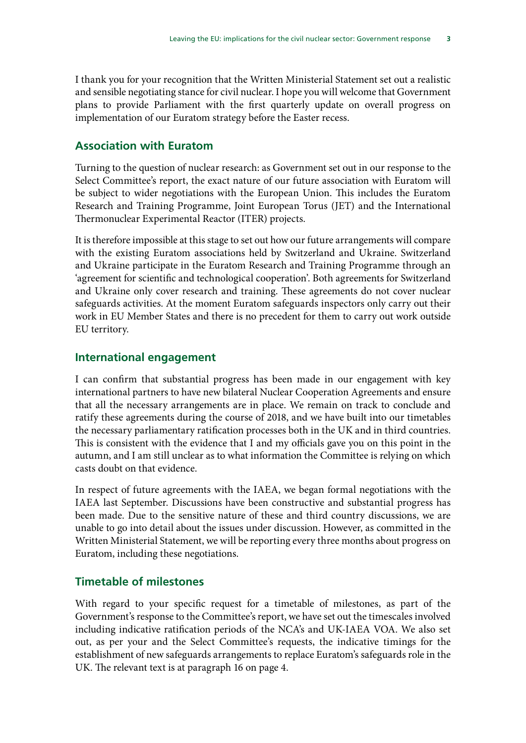I thank you for your recognition that the Written Ministerial Statement set out a realistic and sensible negotiating stance for civil nuclear. I hope you will welcome that Government plans to provide Parliament with the first quarterly update on overall progress on implementation of our Euratom strategy before the Easter recess.

## Association with Euratom

Turning to the question of nuclear research: as Government set out in our response to the Select Committee's report, the exact nature of our future association with Euratom will be subject to wider negotiations with the European Union. This includes the Euratom Research and Training Programme, Joint European Torus (JET) and the International Thermonuclear Experimental Reactor (ITER) projects.

It is therefore impossible at this stage to set out how our future arrangements will compare with the existing Euratom associations held by Switzerland and Ukraine. Switzerland and Ukraine participate in the Euratom Research and Training Programme through an 'agreement for scientific and technological cooperation'. Both agreements for Switzerland and Ukraine only cover research and training. These agreements do not cover nuclear safeguards activities. At the moment Euratom safeguards inspectors only carry out their work in EU Member States and there is no precedent for them to carry out work outside EU territory.

## International engagement

I can confirm that substantial progress has been made in our engagement with key international partners to have new bilateral Nuclear Cooperation Agreements and ensure that all the necessary arrangements are in place. We remain on track to conclude and ratify these agreements during the course of 2018, and we have built into our timetables the necessary parliamentary ratification processes both in the UK and in third countries. This is consistent with the evidence that I and my officials gave you on this point in the autumn, and I am still unclear as to what information the Committee is relying on which casts doubt on that evidence.

In respect of future agreements with the IAEA, we began formal negotiations with the IAEA last September. Discussions have been constructive and substantial progress has been made. Due to the sensitive nature of these and third country discussions, we are unable to go into detail about the issues under discussion. However, as committed in the Written Ministerial Statement, we will be reporting every three months about progress on Euratom, including these negotiations.

## Timetable of milestones

With regard to your specific request for a timetable of milestones, as part of the Government's response to the Committee's report, we have set out the timescales involved including indicative ratification periods of the NCA's and UK-IAEA VOA. We also set out, as per your and the Select Committee's requests, the indicative timings for the establishment of new safeguards arrangements to replace Euratom's safeguards role in the UK. The relevant text is at paragraph 16 on page 4.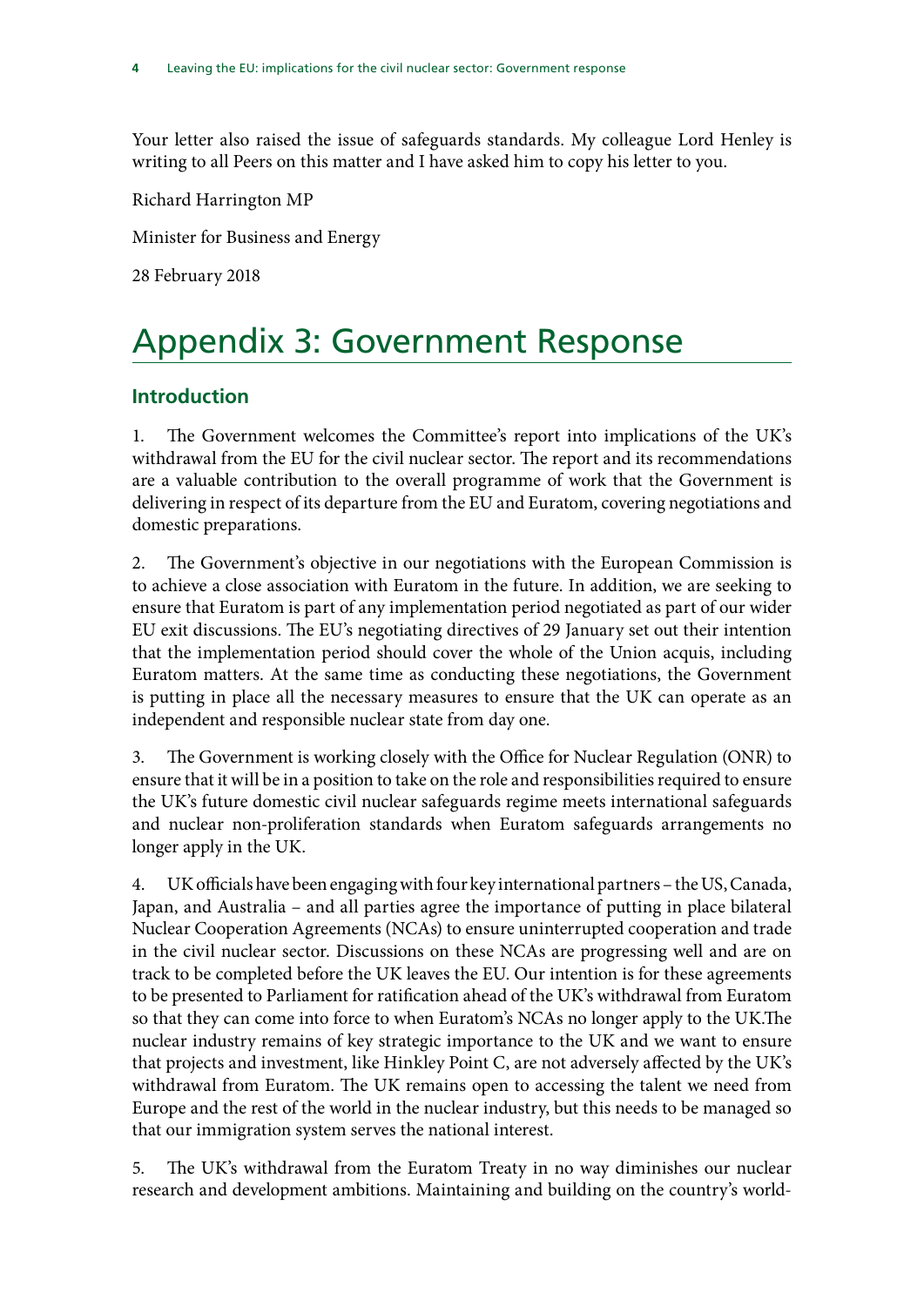Your letter also raised the issue of safeguards standards. My colleague Lord Henley is writing to all Peers on this matter and I have asked him to copy his letter to you.

Richard Harrington MP

Minister for Business and Energy

28 February 2018

# Appendix 3: Government Response

## Introduction

1. The Government welcomes the Committee's report into implications of the UK's withdrawal from the EU for the civil nuclear sector. The report and its recommendations are a valuable contribution to the overall programme of work that the Government is delivering in respect of its departure from the EU and Euratom, covering negotiations and domestic preparations.

2. The Government's objective in our negotiations with the European Commission is to achieve a close association with Euratom in the future. In addition, we are seeking to ensure that Euratom is part of any implementation period negotiated as part of our wider EU exit discussions. The EU's negotiating directives of 29 January set out their intention that the implementation period should cover the whole of the Union acquis, including Euratom matters. At the same time as conducting these negotiations, the Government is putting in place all the necessary measures to ensure that the UK can operate as an independent and responsible nuclear state from day one.

3. The Government is working closely with the Office for Nuclear Regulation (ONR) to ensure that it will be in a position to take on the role and responsibilities required to ensure the UK's future domestic civil nuclear safeguards regime meets international safeguards and nuclear non-proliferation standards when Euratom safeguards arrangements no longer apply in the UK.

4. UK officials have been engaging with four key international partners – the US, Canada, Japan, and Australia – and all parties agree the importance of putting in place bilateral Nuclear Cooperation Agreements (NCAs) to ensure uninterrupted cooperation and trade in the civil nuclear sector. Discussions on these NCAs are progressing well and are on track to be completed before the UK leaves the EU. Our intention is for these agreements to be presented to Parliament for ratification ahead of the UK's withdrawal from Euratom so that they can come into force to when Euratom's NCAs no longer apply to the UK.The nuclear industry remains of key strategic importance to the UK and we want to ensure that projects and investment, like Hinkley Point C, are not adversely affected by the UK's withdrawal from Euratom. The UK remains open to accessing the talent we need from Europe and the rest of the world in the nuclear industry, but this needs to be managed so that our immigration system serves the national interest.

5. The UK's withdrawal from the Euratom Treaty in no way diminishes our nuclear research and development ambitions. Maintaining and building on the country's world-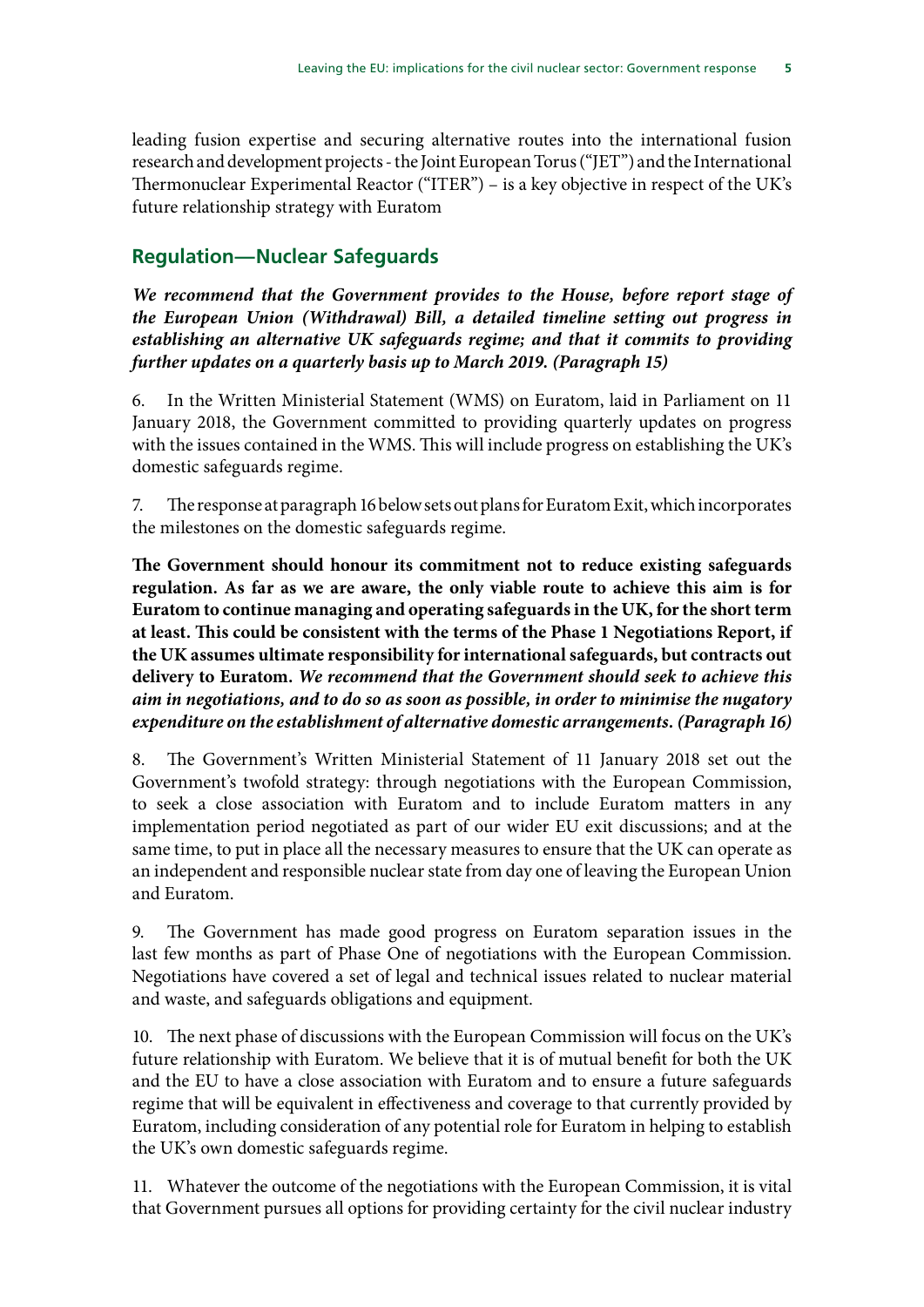leading fusion expertise and securing alternative routes into the international fusion research and development projects - the Joint European Torus ("JET") and the International Thermonuclear Experimental Reactor ("ITER") – is a key objective in respect of the UK's future relationship strategy with Euratom

## Regulation—Nuclear Safeguards

***We recommend that the Government provides to the House, before report stage of the European Union (Withdrawal) Bill, a detailed timeline setting out progress in establishing an alternative UK safeguards regime; and that it commits to providing further updates on a quarterly basis up to March 2019. (Paragraph 15)***

6. In the Written Ministerial Statement (WMS) on Euratom, laid in Parliament on 11 January 2018, the Government committed to providing quarterly updates on progress with the issues contained in the WMS. This will include progress on establishing the UK's domestic safeguards regime.

7. The response at paragraph 16 below sets out plans for Euratom Exit, which incorporates the milestones on the domestic safeguards regime.

**The Government should honour its commitment not to reduce existing safeguards regulation. As far as we are aware, the only viable route to achieve this aim is for Euratom to continue managing and operating safeguards in the UK, for the short term at least. This could be consistent with the terms of the Phase 1 Negotiations Report, if the UK assumes ultimate responsibility for international safeguards, but contracts out delivery to Euratom.** ***We recommend that the Government should seek to achieve this aim in negotiations, and to do so as soon as possible, in order to minimise the nugatory expenditure on the establishment of alternative domestic arrangements. (Paragraph 16)***

8. The Government's Written Ministerial Statement of 11 January 2018 set out the Government's twofold strategy: through negotiations with the European Commission, to seek a close association with Euratom and to include Euratom matters in any implementation period negotiated as part of our wider EU exit discussions; and at the same time, to put in place all the necessary measures to ensure that the UK can operate as an independent and responsible nuclear state from day one of leaving the European Union and Euratom.

9. The Government has made good progress on Euratom separation issues in the last few months as part of Phase One of negotiations with the European Commission. Negotiations have covered a set of legal and technical issues related to nuclear material and waste, and safeguards obligations and equipment.

10. The next phase of discussions with the European Commission will focus on the UK's future relationship with Euratom. We believe that it is of mutual benefit for both the UK and the EU to have a close association with Euratom and to ensure a future safeguards regime that will be equivalent in effectiveness and coverage to that currently provided by Euratom, including consideration of any potential role for Euratom in helping to establish the UK's own domestic safeguards regime.

11. Whatever the outcome of the negotiations with the European Commission, it is vital that Government pursues all options for providing certainty for the civil nuclear industry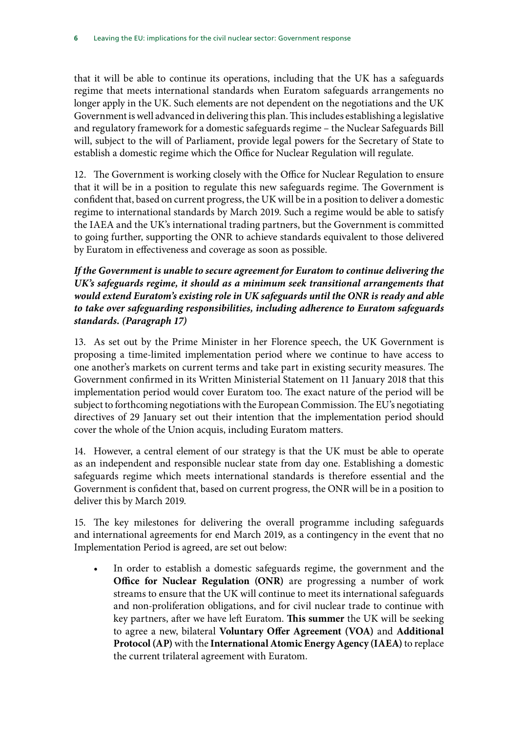that it will be able to continue its operations, including that the UK has a safeguards regime that meets international standards when Euratom safeguards arrangements no longer apply in the UK. Such elements are not dependent on the negotiations and the UK Government is well advanced in delivering this plan. This includes establishing a legislative and regulatory framework for a domestic safeguards regime – the Nuclear Safeguards Bill will, subject to the will of Parliament, provide legal powers for the Secretary of State to establish a domestic regime which the Office for Nuclear Regulation will regulate.

12. The Government is working closely with the Office for Nuclear Regulation to ensure that it will be in a position to regulate this new safeguards regime. The Government is confident that, based on current progress, the UK will be in a position to deliver a domestic regime to international standards by March 2019. Such a regime would be able to satisfy the IAEA and the UK's international trading partners, but the Government is committed to going further, supporting the ONR to achieve standards equivalent to those delivered by Euratom in effectiveness and coverage as soon as possible.

***If the Government is unable to secure agreement for Euratom to continue delivering the UK's safeguards regime, it should as a minimum seek transitional arrangements that would extend Euratom's existing role in UK safeguards until the ONR is ready and able to take over safeguarding responsibilities, including adherence to Euratom safeguards standards. (Paragraph 17)***

13. As set out by the Prime Minister in her Florence speech, the UK Government is proposing a time-limited implementation period where we continue to have access to one another's markets on current terms and take part in existing security measures. The Government confirmed in its Written Ministerial Statement on 11 January 2018 that this implementation period would cover Euratom too. The exact nature of the period will be subject to forthcoming negotiations with the European Commission. The EU's negotiating directives of 29 January set out their intention that the implementation period should cover the whole of the Union acquis, including Euratom matters.

14. However, a central element of our strategy is that the UK must be able to operate as an independent and responsible nuclear state from day one. Establishing a domestic safeguards regime which meets international standards is therefore essential and the Government is confident that, based on current progress, the ONR will be in a position to deliver this by March 2019.

15. The key milestones for delivering the overall programme including safeguards and international agreements for end March 2019, as a contingency in the event that no Implementation Period is agreed, are set out below:

- In order to establish a domestic safeguards regime, the government and the **Office for Nuclear Regulation (ONR)** are progressing a number of work streams to ensure that the UK will continue to meet its international safeguards and non-proliferation obligations, and for civil nuclear trade to continue with key partners, after we have left Euratom. **This summer** the UK will be seeking to agree a new, bilateral **Voluntary Offer Agreement (VOA)** and **Additional Protocol (AP)** with the **International Atomic Energy Agency (IAEA)** to replace the current trilateral agreement with Euratom.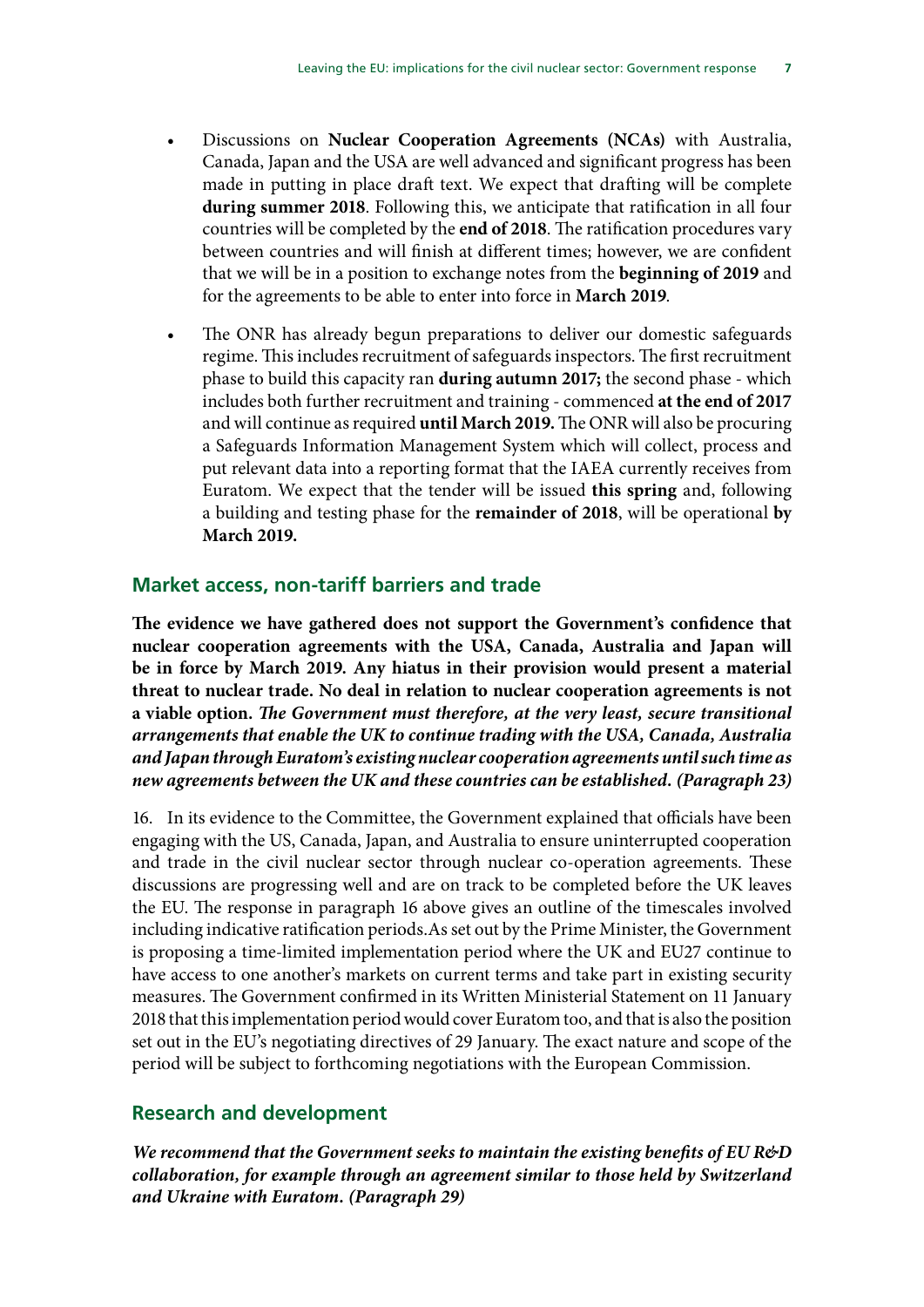- Discussions on **Nuclear Cooperation Agreements (NCAs)** with Australia, Canada, Japan and the USA are well advanced and significant progress has been made in putting in place draft text. We expect that drafting will be complete **during summer 2018**. Following this, we anticipate that ratification in all four countries will be completed by the **end of 2018**. The ratification procedures vary between countries and will finish at different times; however, we are confident that we will be in a position to exchange notes from the **beginning of 2019** and for the agreements to be able to enter into force in **March 2019**.

- The ONR has already begun preparations to deliver our domestic safeguards regime. This includes recruitment of safeguards inspectors. The first recruitment phase to build this capacity ran **during autumn 2017;** the second phase - which includes both further recruitment and training - commenced **at the end of 2017** and will continue as required **until March 2019.** The ONR will also be procuring a Safeguards Information Management System which will collect, process and put relevant data into a reporting format that the IAEA currently receives from Euratom. We expect that the tender will be issued **this spring** and, following a building and testing phase for the **remainder of 2018**, will be operational **by March 2019.**

## Market access, non-tariff barriers and trade

**The evidence we have gathered does not support the Government's confidence that nuclear cooperation agreements with the USA, Canada, Australia and Japan will be in force by March 2019. Any hiatus in their provision would present a material threat to nuclear trade. No deal in relation to nuclear cooperation agreements is not a viable option.** ***The Government must therefore, at the very least, secure transitional arrangements that enable the UK to continue trading with the USA, Canada, Australia and Japan through Euratom's existing nuclear cooperation agreements until such time as new agreements between the UK and these countries can be established. (Paragraph 23)***

16. In its evidence to the Committee, the Government explained that officials have been engaging with the US, Canada, Japan, and Australia to ensure uninterrupted cooperation and trade in the civil nuclear sector through nuclear co-operation agreements. These discussions are progressing well and are on track to be completed before the UK leaves the EU. The response in paragraph 16 above gives an outline of the timescales involved including indicative ratification periods.As set out by the Prime Minister, the Government is proposing a time-limited implementation period where the UK and EU27 continue to have access to one another's markets on current terms and take part in existing security measures. The Government confirmed in its Written Ministerial Statement on 11 January 2018 that this implementation period would cover Euratom too, and that is also the position set out in the EU's negotiating directives of 29 January. The exact nature and scope of the period will be subject to forthcoming negotiations with the European Commission.

## Research and development

***We recommend that the Government seeks to maintain the existing benefits of EU R&D collaboration, for example through an agreement similar to those held by Switzerland and Ukraine with Euratom. (Paragraph 29)***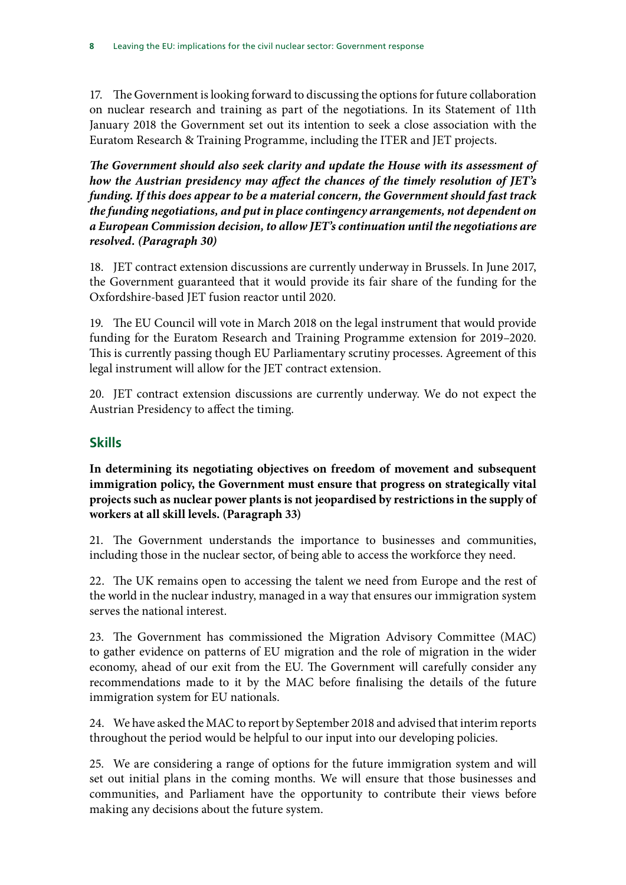17. The Government is looking forward to discussing the options for future collaboration on nuclear research and training as part of the negotiations. In its Statement of 11th January 2018 the Government set out its intention to seek a close association with the Euratom Research & Training Programme, including the ITER and JET projects.

***The Government should also seek clarity and update the House with its assessment of how the Austrian presidency may affect the chances of the timely resolution of JET's funding. If this does appear to be a material concern, the Government should fast track the funding negotiations, and put in place contingency arrangements, not dependent on a European Commission decision, to allow JET's continuation until the negotiations are resolved. (Paragraph 30)***

18. JET contract extension discussions are currently underway in Brussels. In June 2017, the Government guaranteed that it would provide its fair share of the funding for the Oxfordshire-based JET fusion reactor until 2020.

19. The EU Council will vote in March 2018 on the legal instrument that would provide funding for the Euratom Research and Training Programme extension for 2019–2020. This is currently passing though EU Parliamentary scrutiny processes. Agreement of this legal instrument will allow for the JET contract extension.

20. JET contract extension discussions are currently underway. We do not expect the Austrian Presidency to affect the timing.

## Skills

**In determining its negotiating objectives on freedom of movement and subsequent immigration policy, the Government must ensure that progress on strategically vital projects such as nuclear power plants is not jeopardised by restrictions in the supply of workers at all skill levels. (Paragraph 33)**

21. The Government understands the importance to businesses and communities, including those in the nuclear sector, of being able to access the workforce they need.

22. The UK remains open to accessing the talent we need from Europe and the rest of the world in the nuclear industry, managed in a way that ensures our immigration system serves the national interest.

23. The Government has commissioned the Migration Advisory Committee (MAC) to gather evidence on patterns of EU migration and the role of migration in the wider economy, ahead of our exit from the EU. The Government will carefully consider any recommendations made to it by the MAC before finalising the details of the future immigration system for EU nationals.

24. We have asked the MAC to report by September 2018 and advised that interim reports throughout the period would be helpful to our input into our developing policies.

25. We are considering a range of options for the future immigration system and will set out initial plans in the coming months. We will ensure that those businesses and communities, and Parliament have the opportunity to contribute their views before making any decisions about the future system.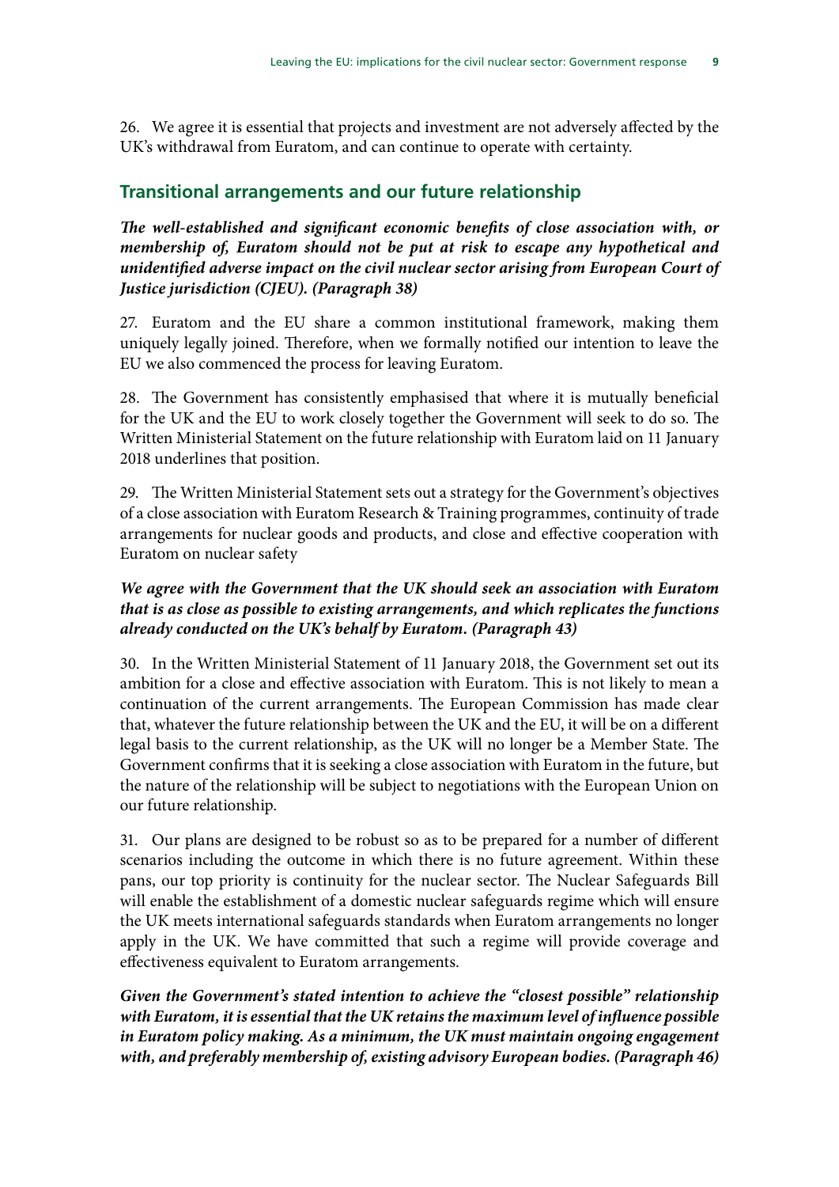26. We agree it is essential that projects and investment are not adversely affected by the UK's withdrawal from Euratom, and can continue to operate with certainty.

## Transitional arrangements and our future relationship

***The well-established and significant economic benefits of close association with, or membership of, Euratom should not be put at risk to escape any hypothetical and unidentified adverse impact on the civil nuclear sector arising from European Court of Justice jurisdiction (CJEU). (Paragraph 38)***

27. Euratom and the EU share a common institutional framework, making them uniquely legally joined. Therefore, when we formally notified our intention to leave the EU we also commenced the process for leaving Euratom.

28. The Government has consistently emphasised that where it is mutually beneficial for the UK and the EU to work closely together the Government will seek to do so. The Written Ministerial Statement on the future relationship with Euratom laid on 11 January 2018 underlines that position.

29. The Written Ministerial Statement sets out a strategy for the Government's objectives of a close association with Euratom Research & Training programmes, continuity of trade arrangements for nuclear goods and products, and close and effective cooperation with Euratom on nuclear safety

***We agree with the Government that the UK should seek an association with Euratom that is as close as possible to existing arrangements, and which replicates the functions already conducted on the UK's behalf by Euratom. (Paragraph 43)***

30. In the Written Ministerial Statement of 11 January 2018, the Government set out its ambition for a close and effective association with Euratom. This is not likely to mean a continuation of the current arrangements. The European Commission has made clear that, whatever the future relationship between the UK and the EU, it will be on a different legal basis to the current relationship, as the UK will no longer be a Member State. The Government confirms that it is seeking a close association with Euratom in the future, but the nature of the relationship will be subject to negotiations with the European Union on our future relationship.

31. Our plans are designed to be robust so as to be prepared for a number of different scenarios including the outcome in which there is no future agreement. Within these pans, our top priority is continuity for the nuclear sector. The Nuclear Safeguards Bill will enable the establishment of a domestic nuclear safeguards regime which will ensure the UK meets international safeguards standards when Euratom arrangements no longer apply in the UK. We have committed that such a regime will provide coverage and effectiveness equivalent to Euratom arrangements.

***Given the Government's stated intention to achieve the "closest possible" relationship with Euratom, it is essential that the UK retains the maximum level of influence possible in Euratom policy making. As a minimum, the UK must maintain ongoing engagement with, and preferably membership of, existing advisory European bodies. (Paragraph 46)***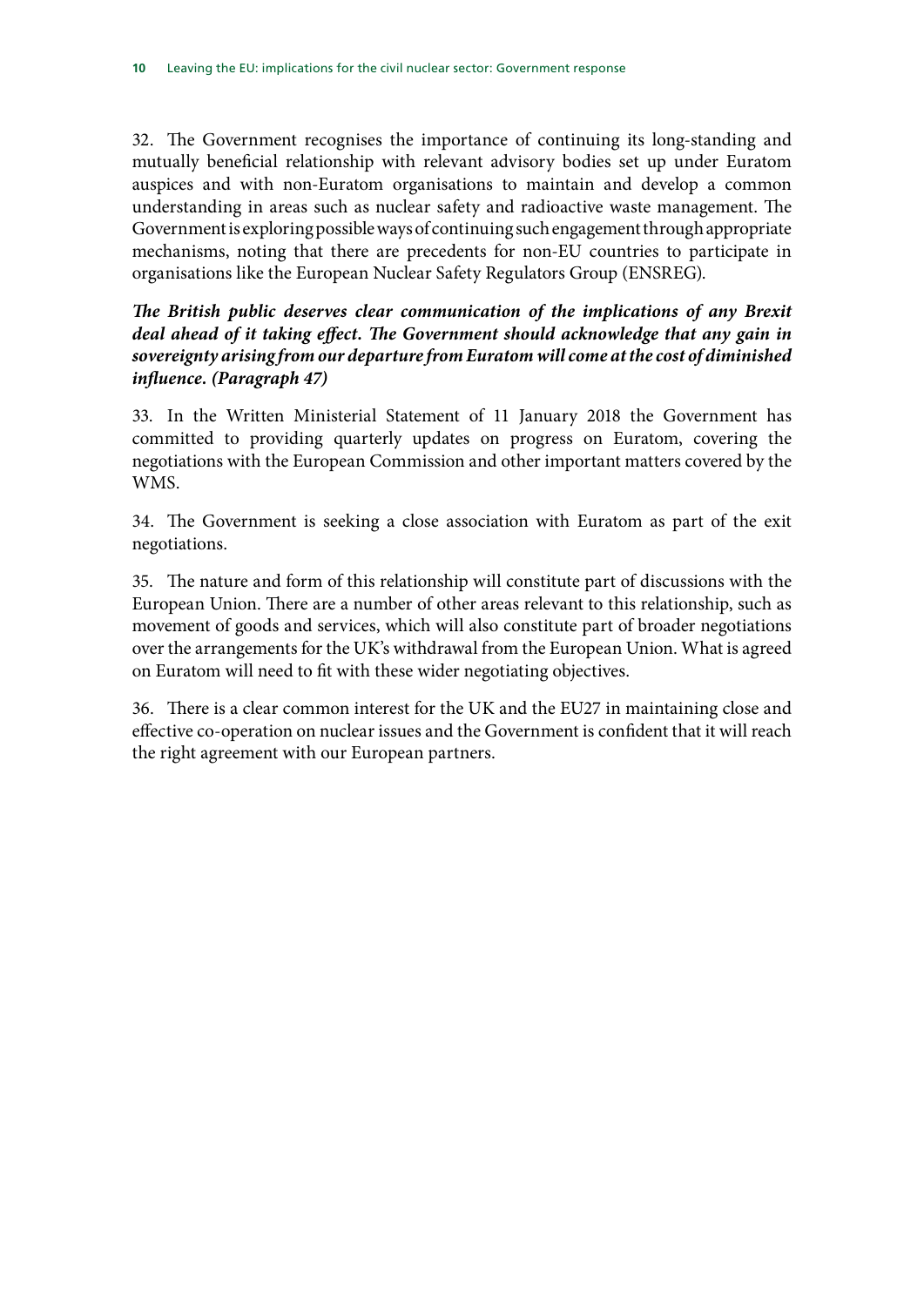32. The Government recognises the importance of continuing its long-standing and mutually beneficial relationship with relevant advisory bodies set up under Euratom auspices and with non-Euratom organisations to maintain and develop a common understanding in areas such as nuclear safety and radioactive waste management. The Government is exploring possible ways of continuing such engagement through appropriate mechanisms, noting that there are precedents for non-EU countries to participate in organisations like the European Nuclear Safety Regulators Group (ENSREG).

***The British public deserves clear communication of the implications of any Brexit deal ahead of it taking effect. The Government should acknowledge that any gain in sovereignty arising from our departure from Euratom will come at the cost of diminished influence. (Paragraph 47)***

33. In the Written Ministerial Statement of 11 January 2018 the Government has committed to providing quarterly updates on progress on Euratom, covering the negotiations with the European Commission and other important matters covered by the WMS.

34. The Government is seeking a close association with Euratom as part of the exit negotiations.

35. The nature and form of this relationship will constitute part of discussions with the European Union. There are a number of other areas relevant to this relationship, such as movement of goods and services, which will also constitute part of broader negotiations over the arrangements for the UK's withdrawal from the European Union. What is agreed on Euratom will need to fit with these wider negotiating objectives.

36. There is a clear common interest for the UK and the EU27 in maintaining close and effective co-operation on nuclear issues and the Government is confident that it will reach the right agreement with our European partners.